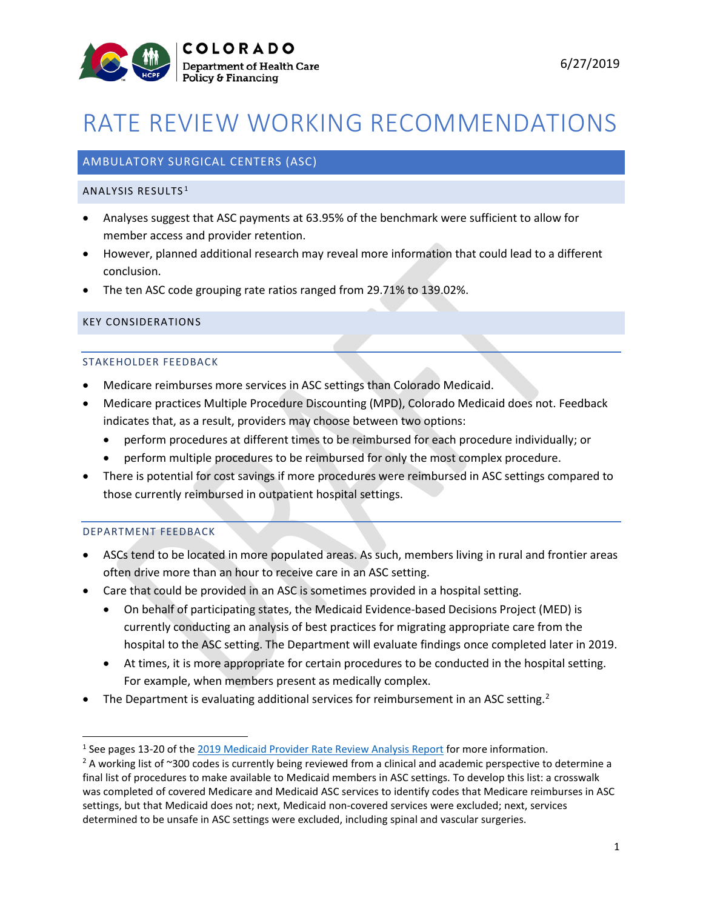COLORADO
Department of Health Care Policy & Financing

6/27/2019

# RATE REVIEW WORKING RECOMMENDATIONS

## AMBULATORY SURGICAL CENTERS (ASC)

### ANALYSIS RESULTS[1]

- Analyses suggest that ASC payments at 63.95% of the benchmark were sufficient to allow for member access and provider retention.
- However, planned additional research may reveal more information that could lead to a different conclusion.
- The ten ASC code grouping rate ratios ranged from 29.71% to 139.02%.

### KEY CONSIDERATIONS

#### STAKEHOLDER FEEDBACK

- Medicare reimburses more services in ASC settings than Colorado Medicaid.
- Medicare practices Multiple Procedure Discounting (MPD), Colorado Medicaid does not. Feedback indicates that, as a result, providers may choose between two options:
  - perform procedures at different times to be reimbursed for each procedure individually; or
  - perform multiple procedures to be reimbursed for only the most complex procedure.
- There is potential for cost savings if more procedures were reimbursed in ASC settings compared to those currently reimbursed in outpatient hospital settings.

#### DEPARTMENT FEEDBACK

- ASCs tend to be located in more populated areas. As such, members living in rural and frontier areas often drive more than an hour to receive care in an ASC setting.
- Care that could be provided in an ASC is sometimes provided in a hospital setting.
  - On behalf of participating states, the Medicaid Evidence-based Decisions Project (MED) is currently conducting an analysis of best practices for migrating appropriate care from the hospital to the ASC setting. The Department will evaluate findings once completed later in 2019.
  - At times, it is more appropriate for certain procedures to be conducted in the hospital setting. For example, when members present as medically complex.
- The Department is evaluating additional services for reimbursement in an ASC setting.[2]

---

[1] See pages 13-20 of the 2019 Medicaid Provider Rate Review Analysis Report for more information.

[2] A working list of ~300 codes is currently being reviewed from a clinical and academic perspective to determine a final list of procedures to make available to Medicaid members in ASC settings. To develop this list: a crosswalk was completed of covered Medicare and Medicaid ASC services to identify codes that Medicare reimburses in ASC settings, but that Medicaid does not; next, Medicaid non-covered services were excluded; next, services determined to be unsafe in ASC settings were excluded, including spinal and vascular surgeries.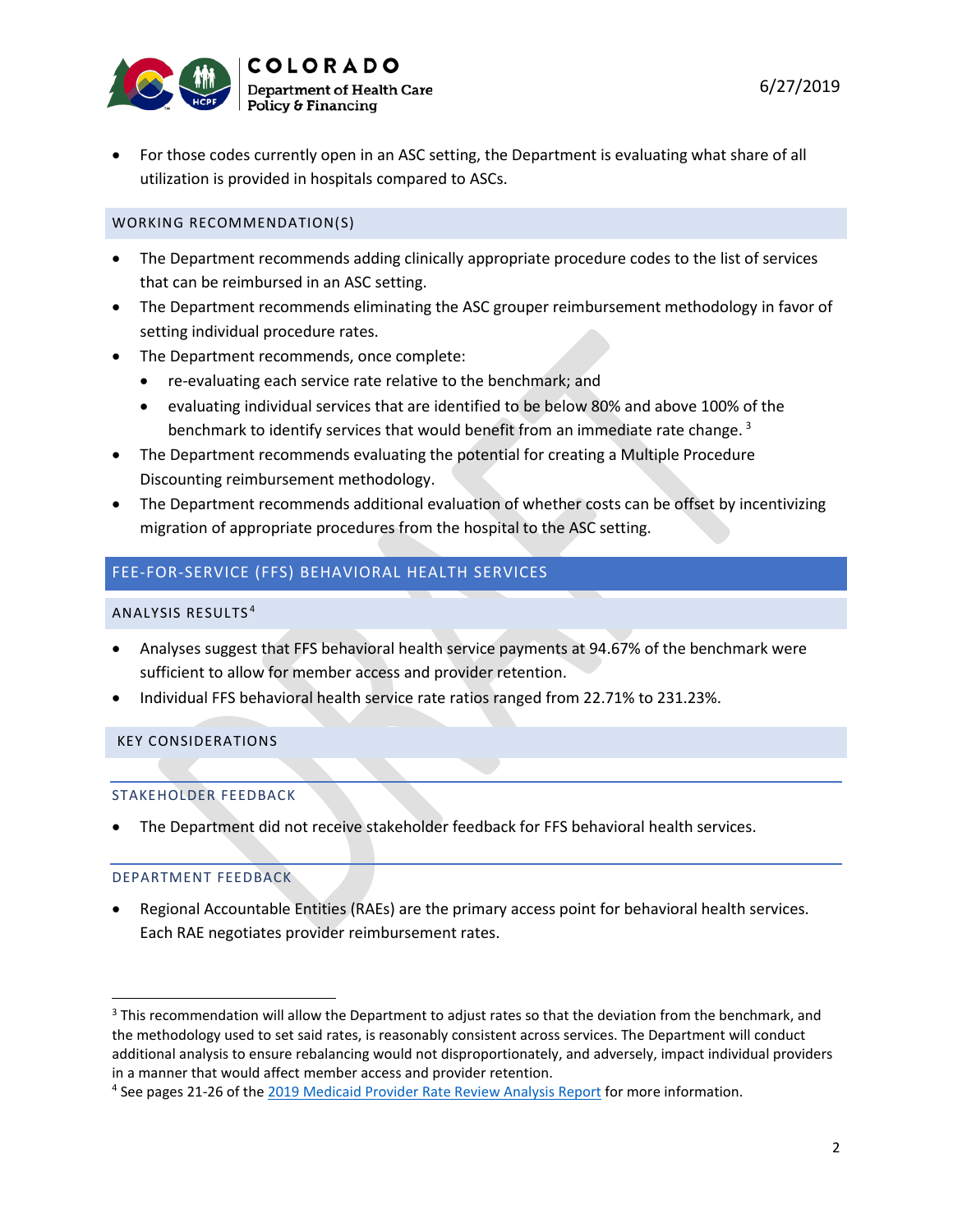- For those codes currently open in an ASC setting, the Department is evaluating what share of all utilization is provided in hospitals compared to ASCs.

### WORKING RECOMMENDATION(S)

- The Department recommends adding clinically appropriate procedure codes to the list of services that can be reimbursed in an ASC setting.
- The Department recommends eliminating the ASC grouper reimbursement methodology in favor of setting individual procedure rates.
- The Department recommends, once complete:
  - re-evaluating each service rate relative to the benchmark; and
  - evaluating individual services that are identified to be below 80% and above 100% of the benchmark to identify services that would benefit from an immediate rate change.[3]
- The Department recommends evaluating the potential for creating a Multiple Procedure Discounting reimbursement methodology.
- The Department recommends additional evaluation of whether costs can be offset by incentivizing migration of appropriate procedures from the hospital to the ASC setting.

## FEE-FOR-SERVICE (FFS) BEHAVIORAL HEALTH SERVICES

### ANALYSIS RESULTS[4]

- Analyses suggest that FFS behavioral health service payments at 94.67% of the benchmark were sufficient to allow for member access and provider retention.
- Individual FFS behavioral health service rate ratios ranged from 22.71% to 231.23%.

### KEY CONSIDERATIONS

#### STAKEHOLDER FEEDBACK

- The Department did not receive stakeholder feedback for FFS behavioral health services.

#### DEPARTMENT FEEDBACK

- Regional Accountable Entities (RAEs) are the primary access point for behavioral health services. Each RAE negotiates provider reimbursement rates.

---

[3] This recommendation will allow the Department to adjust rates so that the deviation from the benchmark, and the methodology used to set said rates, is reasonably consistent across services. The Department will conduct additional analysis to ensure rebalancing would not disproportionately, and adversely, impact individual providers in a manner that would affect member access and provider retention.

[4] See pages 21-26 of the [2019 Medicaid Provider Rate Review Analysis Report]() for more information.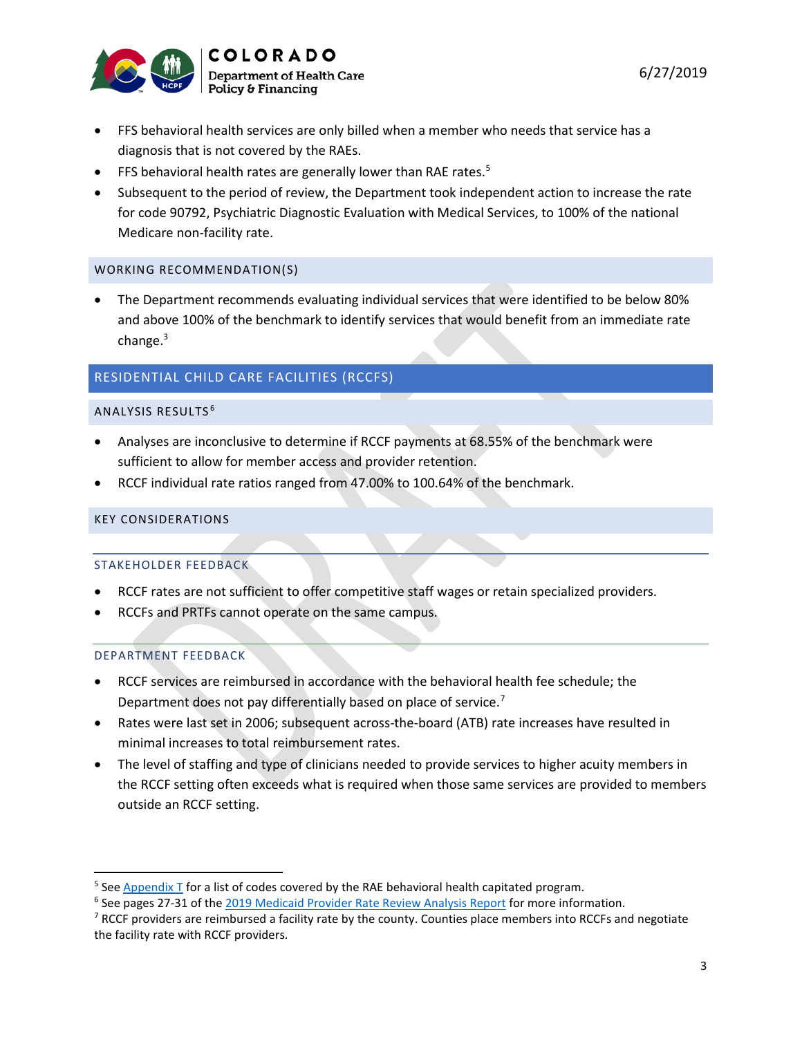- FFS behavioral health services are only billed when a member who needs that service has a diagnosis that is not covered by the RAEs.
- FFS behavioral health rates are generally lower than RAE rates.[5]
- Subsequent to the period of review, the Department took independent action to increase the rate for code 90792, Psychiatric Diagnostic Evaluation with Medical Services, to 100% of the national Medicare non-facility rate.

### WORKING RECOMMENDATION(S)

- The Department recommends evaluating individual services that were identified to be below 80% and above 100% of the benchmark to identify services that would benefit from an immediate rate change.[3]

## RESIDENTIAL CHILD CARE FACILITIES (RCCFS)

### ANALYSIS RESULTS[6]

- Analyses are inconclusive to determine if RCCF payments at 68.55% of the benchmark were sufficient to allow for member access and provider retention.
- RCCF individual rate ratios ranged from 47.00% to 100.64% of the benchmark.

### KEY CONSIDERATIONS

#### STAKEHOLDER FEEDBACK

- RCCF rates are not sufficient to offer competitive staff wages or retain specialized providers.
- RCCFs and PRTFs cannot operate on the same campus.

#### DEPARTMENT FEEDBACK

- RCCF services are reimbursed in accordance with the behavioral health fee schedule; the Department does not pay differentially based on place of service.[7]
- Rates were last set in 2006; subsequent across-the-board (ATB) rate increases have resulted in minimal increases to total reimbursement rates.
- The level of staffing and type of clinicians needed to provide services to higher acuity members in the RCCF setting often exceeds what is required when those same services are provided to members outside an RCCF setting.

---

[5] See Appendix T for a list of codes covered by the RAE behavioral health capitated program.

[6] See pages 27-31 of the 2019 Medicaid Provider Rate Review Analysis Report for more information.

[7] RCCF providers are reimbursed a facility rate by the county. Counties place members into RCCFs and negotiate the facility rate with RCCF providers.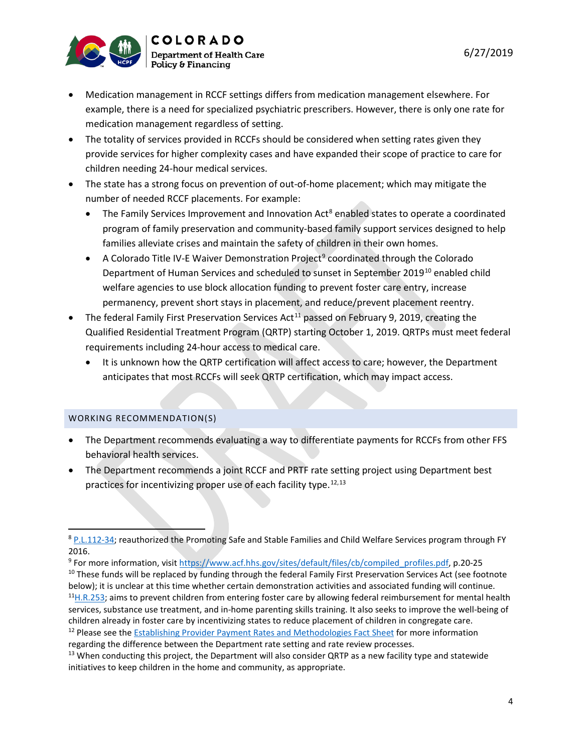- Medication management in RCCF settings differs from medication management elsewhere. For example, there is a need for specialized psychiatric prescribers. However, there is only one rate for medication management regardless of setting.
- The totality of services provided in RCCFs should be considered when setting rates given they provide services for higher complexity cases and have expanded their scope of practice to care for children needing 24-hour medical services.
- The state has a strong focus on prevention of out-of-home placement; which may mitigate the number of needed RCCF placements. For example:
  - The Family Services Improvement and Innovation Act[8] enabled states to operate a coordinated program of family preservation and community-based family support services designed to help families alleviate crises and maintain the safety of children in their own homes.
  - A Colorado Title IV-E Waiver Demonstration Project[9] coordinated through the Colorado Department of Human Services and scheduled to sunset in September 2019[10] enabled child welfare agencies to use block allocation funding to prevent foster care entry, increase permanency, prevent short stays in placement, and reduce/prevent placement reentry.
- The federal Family First Preservation Services Act[11] passed on February 9, 2019, creating the Qualified Residential Treatment Program (QRTP) starting October 1, 2019. QRTPs must meet federal requirements including 24-hour access to medical care.
  - It is unknown how the QRTP certification will affect access to care; however, the Department anticipates that most RCCFs will seek QRTP certification, which may impact access.

## WORKING RECOMMENDATION(S)

- The Department recommends evaluating a way to differentiate payments for RCCFs from other FFS behavioral health services.
- The Department recommends a joint RCCF and PRTF rate setting project using Department best practices for incentivizing proper use of each facility type.[12,13]

---

[8] P.L.112-34; reauthorized the Promoting Safe and Stable Families and Child Welfare Services program through FY 2016.

[9] For more information, visit https://www.acf.hhs.gov/sites/default/files/cb/compiled_profiles.pdf, p.20-25

[10] These funds will be replaced by funding through the federal Family First Preservation Services Act (see footnote below); it is unclear at this time whether certain demonstration activities and associated funding will continue.

[11] H.R.253; aims to prevent children from entering foster care by allowing federal reimbursement for mental health services, substance use treatment, and in-home parenting skills training. It also seeks to improve the well-being of children already in foster care by incentivizing states to reduce placement of children in congregate care.

[12] Please see the Establishing Provider Payment Rates and Methodologies Fact Sheet for more information regarding the difference between the Department rate setting and rate review processes.

[13] When conducting this project, the Department will also consider QRTP as a new facility type and statewide initiatives to keep children in the home and community, as appropriate.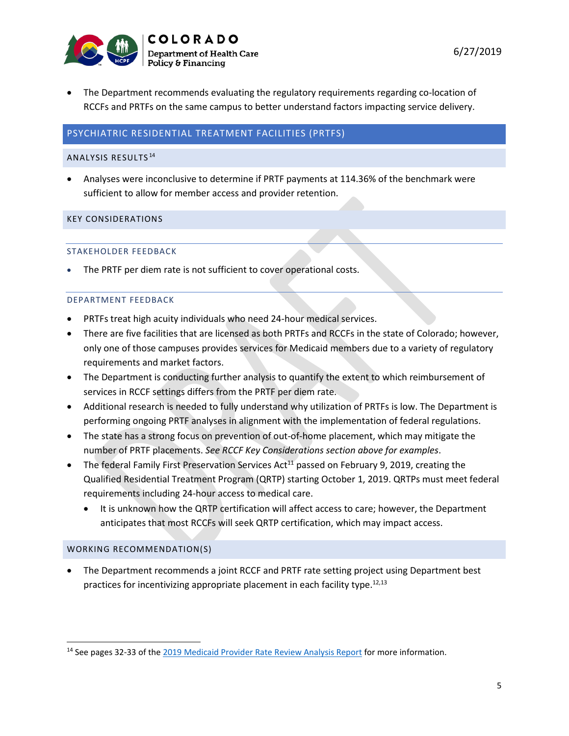- The Department recommends evaluating the regulatory requirements regarding co-location of RCCFs and PRTFs on the same campus to better understand factors impacting service delivery.

## PSYCHIATRIC RESIDENTIAL TREATMENT FACILITIES (PRTFS)

### ANALYSIS RESULTS[14]

- Analyses were inconclusive to determine if PRTF payments at 114.36% of the benchmark were sufficient to allow for member access and provider retention.

### KEY CONSIDERATIONS

#### STAKEHOLDER FEEDBACK

- The PRTF per diem rate is not sufficient to cover operational costs.

#### DEPARTMENT FEEDBACK

- PRTFs treat high acuity individuals who need 24-hour medical services.
- There are five facilities that are licensed as both PRTFs and RCCFs in the state of Colorado; however, only one of those campuses provides services for Medicaid members due to a variety of regulatory requirements and market factors.
- The Department is conducting further analysis to quantify the extent to which reimbursement of services in RCCF settings differs from the PRTF per diem rate.
- Additional research is needed to fully understand why utilization of PRTFs is low. The Department is performing ongoing PRTF analyses in alignment with the implementation of federal regulations.
- The state has a strong focus on prevention of out-of-home placement, which may mitigate the number of PRTF placements. *See RCCF Key Considerations section above for examples*.
- The federal Family First Preservation Services Act[11] passed on February 9, 2019, creating the Qualified Residential Treatment Program (QRTP) starting October 1, 2019. QRTPs must meet federal requirements including 24-hour access to medical care.
  - It is unknown how the QRTP certification will affect access to care; however, the Department anticipates that most RCCFs will seek QRTP certification, which may impact access.

### WORKING RECOMMENDATION(S)

- The Department recommends a joint RCCF and PRTF rate setting project using Department best practices for incentivizing appropriate placement in each facility type.[12,13]

---

[14] See pages 32-33 of the 2019 Medicaid Provider Rate Review Analysis Report for more information.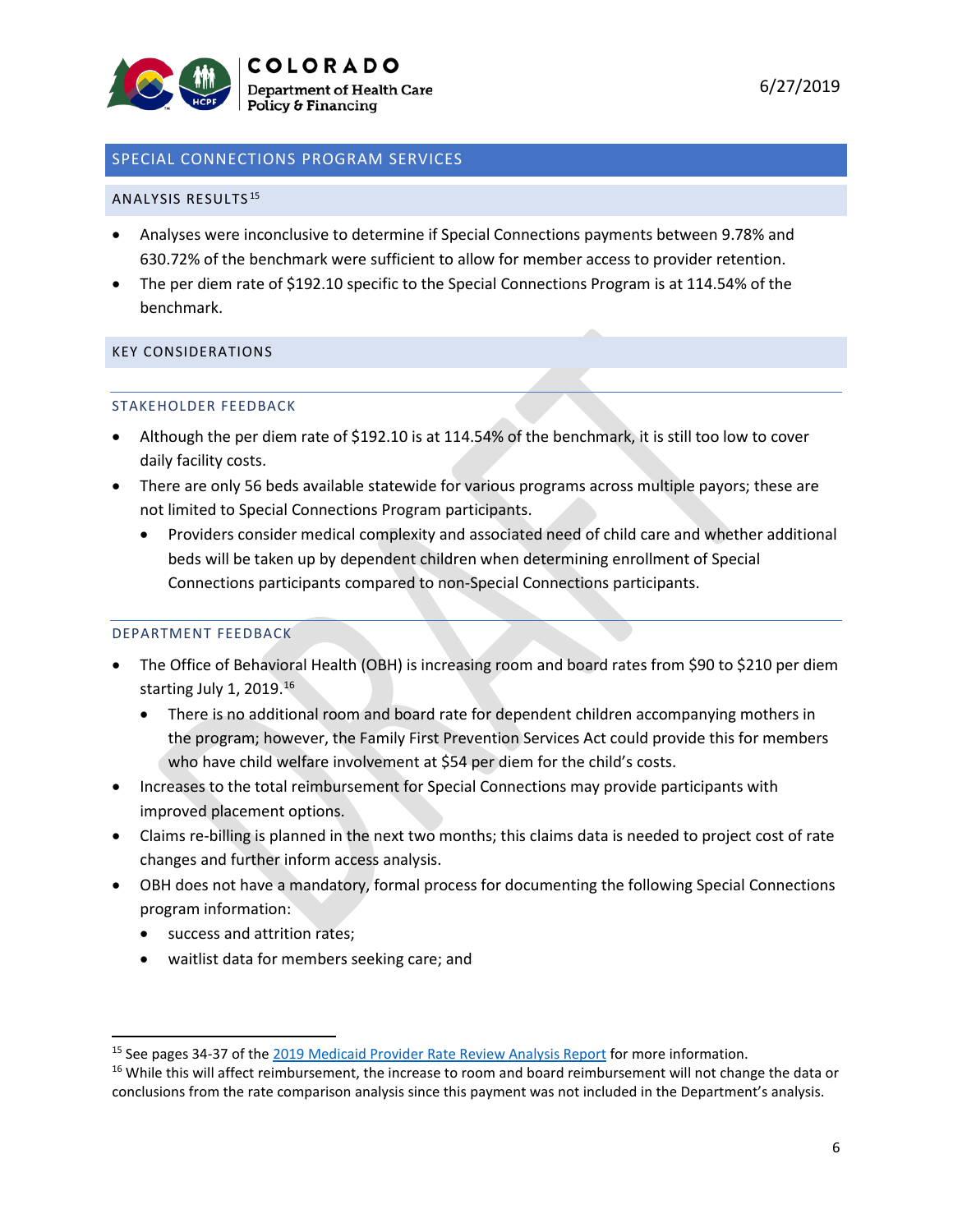## SPECIAL CONNECTIONS PROGRAM SERVICES

### ANALYSIS RESULTS[15]

- Analyses were inconclusive to determine if Special Connections payments between 9.78% and 630.72% of the benchmark were sufficient to allow for member access to provider retention.
- The per diem rate of $192.10 specific to the Special Connections Program is at 114.54% of the benchmark.

### KEY CONSIDERATIONS

#### STAKEHOLDER FEEDBACK

- Although the per diem rate of $192.10 is at 114.54% of the benchmark, it is still too low to cover daily facility costs.
- There are only 56 beds available statewide for various programs across multiple payors; these are not limited to Special Connections Program participants.
  - Providers consider medical complexity and associated need of child care and whether additional beds will be taken up by dependent children when determining enrollment of Special Connections participants compared to non-Special Connections participants.

#### DEPARTMENT FEEDBACK

- The Office of Behavioral Health (OBH) is increasing room and board rates from $90 to $210 per diem starting July 1, 2019.[16]
  - There is no additional room and board rate for dependent children accompanying mothers in the program; however, the Family First Prevention Services Act could provide this for members who have child welfare involvement at $54 per diem for the child's costs.
- Increases to the total reimbursement for Special Connections may provide participants with improved placement options.
- Claims re-billing is planned in the next two months; this claims data is needed to project cost of rate changes and further inform access analysis.
- OBH does not have a mandatory, formal process for documenting the following Special Connections program information:
  - success and attrition rates;
  - waitlist data for members seeking care; and

---

[15] See pages 34-37 of the 2019 Medicaid Provider Rate Review Analysis Report for more information.

[16] While this will affect reimbursement, the increase to room and board reimbursement will not change the data or conclusions from the rate comparison analysis since this payment was not included in the Department's analysis.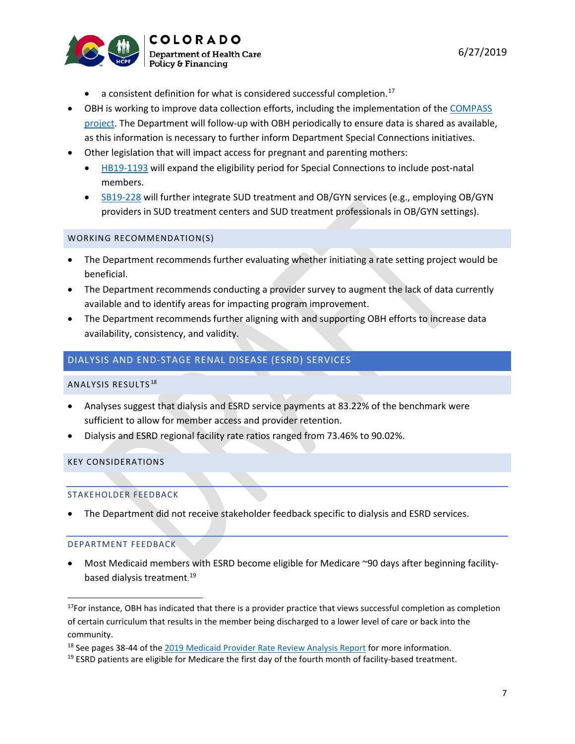- a consistent definition for what is considered successful completion.[17]
- OBH is working to improve data collection efforts, including the implementation of the [COMPASS project](). The Department will follow-up with OBH periodically to ensure data is shared as available, as this information is necessary to further inform Department Special Connections initiatives.
- Other legislation that will impact access for pregnant and parenting mothers:
  - [HB19-1193]() will expand the eligibility period for Special Connections to include post-natal members.
  - [SB19-228]() will further integrate SUD treatment and OB/GYN services (e.g., employing OB/GYN providers in SUD treatment centers and SUD treatment professionals in OB/GYN settings).

### WORKING RECOMMENDATION(S)

- The Department recommends further evaluating whether initiating a rate setting project would be beneficial.
- The Department recommends conducting a provider survey to augment the lack of data currently available and to identify areas for impacting program improvement.
- The Department recommends further aligning with and supporting OBH efforts to increase data availability, consistency, and validity.

## DIALYSIS AND END-STAGE RENAL DISEASE (ESRD) SERVICES

### ANALYSIS RESULTS[18]

- Analyses suggest that dialysis and ESRD service payments at 83.22% of the benchmark were sufficient to allow for member access and provider retention.
- Dialysis and ESRD regional facility rate ratios ranged from 73.46% to 90.02%.

### KEY CONSIDERATIONS

#### STAKEHOLDER FEEDBACK

- The Department did not receive stakeholder feedback specific to dialysis and ESRD services.

#### DEPARTMENT FEEDBACK

- Most Medicaid members with ESRD become eligible for Medicare ~90 days after beginning facility-based dialysis treatment.[19]

---

[17] For instance, OBH has indicated that there is a provider practice that views successful completion as completion of certain curriculum that results in the member being discharged to a lower level of care or back into the community.

[18] See pages 38-44 of the [2019 Medicaid Provider Rate Review Analysis Report]() for more information.

[19] ESRD patients are eligible for Medicare the first day of the fourth month of facility-based treatment.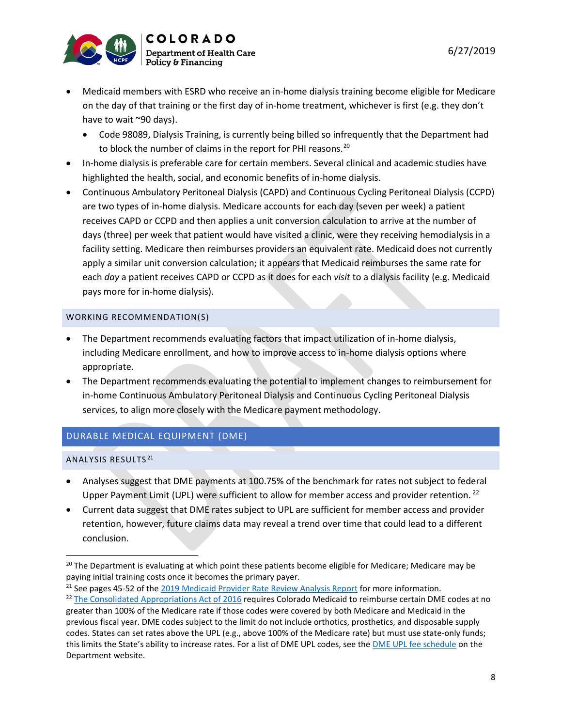- Medicaid members with ESRD who receive an in-home dialysis training become eligible for Medicare on the day of that training or the first day of in-home treatment, whichever is first (e.g. they don't have to wait ~90 days).
  - Code 98089, Dialysis Training, is currently being billed so infrequently that the Department had to block the number of claims in the report for PHI reasons.[20]
- In-home dialysis is preferable care for certain members. Several clinical and academic studies have highlighted the health, social, and economic benefits of in-home dialysis.
- Continuous Ambulatory Peritoneal Dialysis (CAPD) and Continuous Cycling Peritoneal Dialysis (CCPD) are two types of in-home dialysis. Medicare accounts for each day (seven per week) a patient receives CAPD or CCPD and then applies a unit conversion calculation to arrive at the number of days (three) per week that patient would have visited a clinic, were they receiving hemodialysis in a facility setting. Medicare then reimburses providers an equivalent rate. Medicaid does not currently apply a similar unit conversion calculation; it appears that Medicaid reimburses the same rate for each *day* a patient receives CAPD or CCPD as it does for each *visit* to a dialysis facility (e.g. Medicaid pays more for in-home dialysis).

### WORKING RECOMMENDATION(S)

- The Department recommends evaluating factors that impact utilization of in-home dialysis, including Medicare enrollment, and how to improve access to in-home dialysis options where appropriate.
- The Department recommends evaluating the potential to implement changes to reimbursement for in-home Continuous Ambulatory Peritoneal Dialysis and Continuous Cycling Peritoneal Dialysis services, to align more closely with the Medicare payment methodology.

## DURABLE MEDICAL EQUIPMENT (DME)

### ANALYSIS RESULTS[21]

- Analyses suggest that DME payments at 100.75% of the benchmark for rates not subject to federal Upper Payment Limit (UPL) were sufficient to allow for member access and provider retention.[22]
- Current data suggest that DME rates subject to UPL are sufficient for member access and provider retention, however, future claims data may reveal a trend over time that could lead to a different conclusion.

---

[20] The Department is evaluating at which point these patients become eligible for Medicare; Medicare may be paying initial training costs once it becomes the primary payer.

[21] See pages 45-52 of the [2019 Medicaid Provider Rate Review Analysis Report] for more information.

[22] [The Consolidated Appropriations Act of 2016] requires Colorado Medicaid to reimburse certain DME codes at no greater than 100% of the Medicare rate if those codes were covered by both Medicare and Medicaid in the previous fiscal year. DME codes subject to the limit do not include orthotics, prosthetics, and disposable supply codes. States can set rates above the UPL (e.g., above 100% of the Medicare rate) but must use state-only funds; this limits the State's ability to increase rates. For a list of DME UPL codes, see the [DME UPL fee schedule] on the Department website.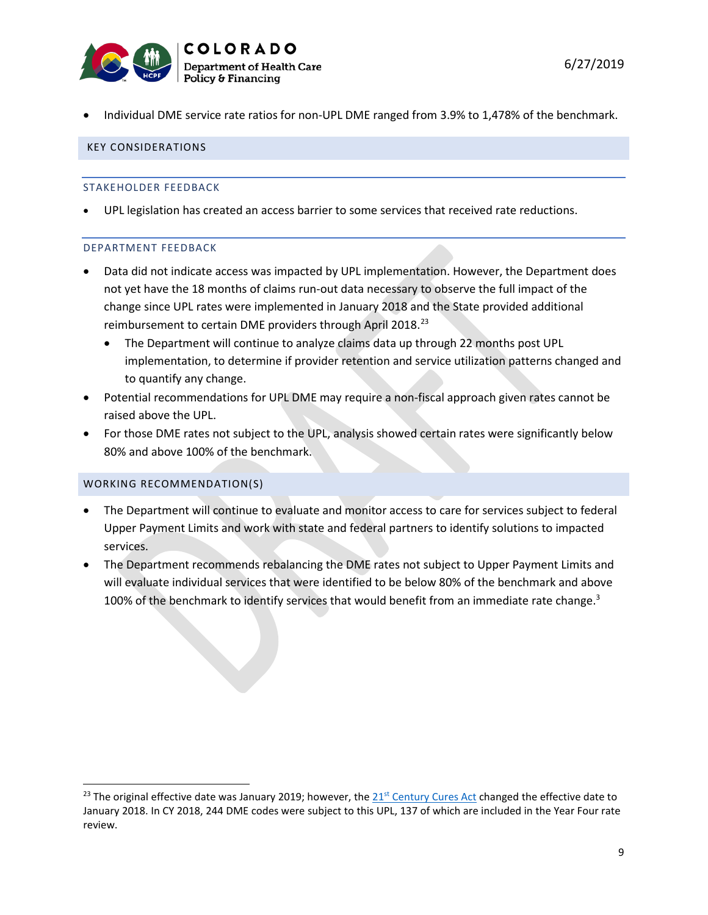- Individual DME service rate ratios for non-UPL DME ranged from 3.9% to 1,478% of the benchmark.

## KEY CONSIDERATIONS

### STAKEHOLDER FEEDBACK

- UPL legislation has created an access barrier to some services that received rate reductions.

### DEPARTMENT FEEDBACK

- Data did not indicate access was impacted by UPL implementation. However, the Department does not yet have the 18 months of claims run-out data necessary to observe the full impact of the change since UPL rates were implemented in January 2018 and the State provided additional reimbursement to certain DME providers through April 2018.[23]
  - The Department will continue to analyze claims data up through 22 months post UPL implementation, to determine if provider retention and service utilization patterns changed and to quantify any change.
- Potential recommendations for UPL DME may require a non-fiscal approach given rates cannot be raised above the UPL.
- For those DME rates not subject to the UPL, analysis showed certain rates were significantly below 80% and above 100% of the benchmark.

## WORKING RECOMMENDATION(S)

- The Department will continue to evaluate and monitor access to care for services subject to federal Upper Payment Limits and work with state and federal partners to identify solutions to impacted services.
- The Department recommends rebalancing the DME rates not subject to Upper Payment Limits and will evaluate individual services that were identified to be below 80% of the benchmark and above 100% of the benchmark to identify services that would benefit from an immediate rate change.[3]

---

[23] The original effective date was January 2019; however, the 21st Century Cures Act changed the effective date to January 2018. In CY 2018, 244 DME codes were subject to this UPL, 137 of which are included in the Year Four rate review.